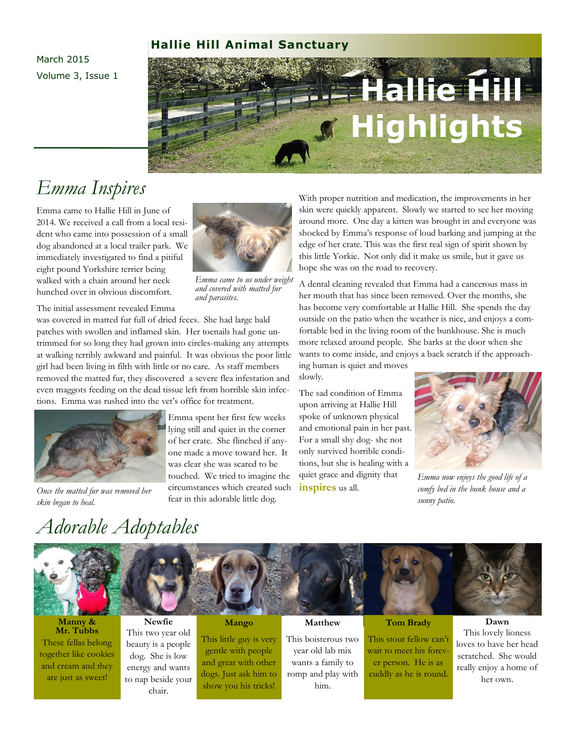March 2015
Volume 3, Issue 1

**Hallie Hill Animal Sanctuary**

# Hallie Hill Highlights

## *Emma Inspires*

Emma came to Hallie Hill in June of 2014. We received a call from a local resident who came into possession of a small dog abandoned at a local trailer park. We immediately investigated to find a pitiful eight pound Yorkshire terrier being walked with a chain around her neck hunched over in obvious discomfort.

*Emma came to us under weight and covered with matted fur and parasites.*

The initial assessment revealed Emma was covered in matted fur full of dried feces. She had large bald patches with swollen and inflamed skin. Her toenails had gone untrimmed for so long they had grown into circles-making any attempts at walking terribly awkward and painful. It was obvious the poor little girl had been living in filth with little or no care. As staff members removed the matted fur, they discovered a severe flea infestation and even maggots feeding on the dead tissue left from horrible skin infections. Emma was rushed into the vet's office for treatment.

*Once the matted fur was removed her skin began to heal.*

Emma spent her first few weeks lying still and quiet in the corner of her crate. She flinched if anyone made a move toward her. It was clear she was scared to be touched. We tried to imagine the circumstances which created such fear in this adorable little dog.

With proper nutrition and medication, the improvements in her skin were quickly apparent. Slowly we started to see her moving around more. One day a kitten was brought in and everyone was shocked by Emma's response of loud barking and jumping at the edge of her crate. This was the first real sign of spirit shown by this little Yorkie. Not only did it make us smile, but it gave us hope she was on the road to recovery.

A dental cleaning revealed that Emma had a cancerous mass in her mouth that has since been removed. Over the months, she has become very comfortable at Hallie Hill. She spends the day outside on the patio when the weather is nice, and enjoys a comfortable bed in the living room of the bunkhouse. She is much more relaxed around people. She barks at the door when she wants to come inside, and enjoys a back scratch if the approaching human is quiet and moves slowly.

The sad condition of Emma upon arriving at Hallie Hill spoke of unknown physical and emotional pain in her past. For a small shy dog- she not only survived horrible conditions, but she is healing with a quiet grace and dignity that **inspires** us all.

*Emma now enjoys the good life of a comfy bed in the bunk house and a sunny patio.*

## *Adorable Adoptables*

**Manny & Mr. Tubbs**
These fellas belong together like cookies and cream and they are just as sweet!

**Newfie**
This two year old beauty is a people dog. She is low energy and wants to nap beside your chair.

**Mango**
This little guy is very gentle with people and great with other dogs. Just ask him to show you his tricks!

**Matthew**
This boisterous two year old lab mix wants a family to romp and play with him.

**Tom Brady**
This stout fellow can't wait to meet his forever person. He is as cuddly as he is round.

**Dawn**
This lovely lioness loves to have her head scratched. She would really enjoy a home of her own.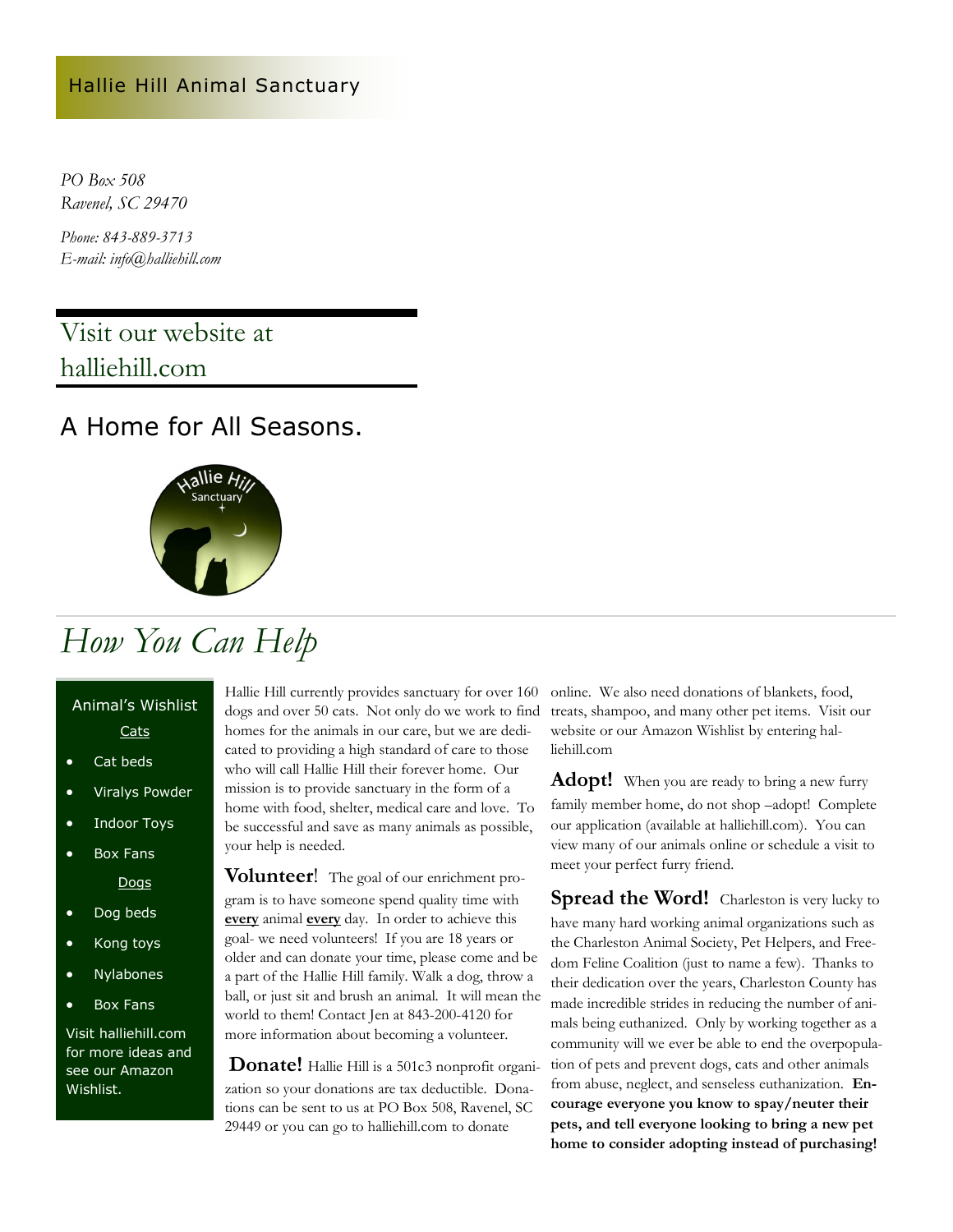Hallie Hill Animal Sanctuary

*PO Box 508*
*Ravenel, SC 29470*

*Phone: 843-889-3713*
*E-mail: info@halliehill.com*

Visit our website at halliehill.com

## A Home for All Seasons.

# *How You Can Help*

**Animal's Wishlist**

Cats

- Cat beds
- Viralys Powder
- Indoor Toys
- Box Fans

Dogs

- Dog beds
- Kong toys
- Nylabones
- Box Fans

Visit halliehill.com for more ideas and see our Amazon Wishlist.

Hallie Hill currently provides sanctuary for over 160 dogs and over 50 cats. Not only do we work to find homes for the animals in our care, but we are dedicated to providing a high standard of care to those who will call Hallie Hill their forever home. Our mission is to provide sanctuary in the form of a home with food, shelter, medical care and love. To be successful and save as many animals as possible, your help is needed.

**Volunteer**! The goal of our enrichment program is to have someone spend quality time with **every** animal **every** day. In order to achieve this goal- we need volunteers! If you are 18 years or older and can donate your time, please come and be a part of the Hallie Hill family. Walk a dog, throw a ball, or just sit and brush an animal. It will mean the world to them! Contact Jen at 843-200-4120 for more information about becoming a volunteer.

**Donate!** Hallie Hill is a 501c3 nonprofit organization so your donations are tax deductible. Donations can be sent to us at PO Box 508, Ravenel, SC 29449 or you can go to halliehill.com to donate online. We also need donations of blankets, food, treats, shampoo, and many other pet items. Visit our website or our Amazon Wishlist by entering halliehill.com

**Adopt!** When you are ready to bring a new furry family member home, do not shop –adopt! Complete our application (available at halliehill.com). You can view many of our animals online or schedule a visit to meet your perfect furry friend.

**Spread the Word!** Charleston is very lucky to have many hard working animal organizations such as the Charleston Animal Society, Pet Helpers, and Freedom Feline Coalition (just to name a few). Thanks to their dedication over the years, Charleston County has made incredible strides in reducing the number of animals being euthanized. Only by working together as a community will we ever be able to end the overpopulation of pets and prevent dogs, cats and other animals from abuse, neglect, and senseless euthanization. **Encourage everyone you know to spay/neuter their pets, and tell everyone looking to bring a new pet home to consider adopting instead of purchasing!**